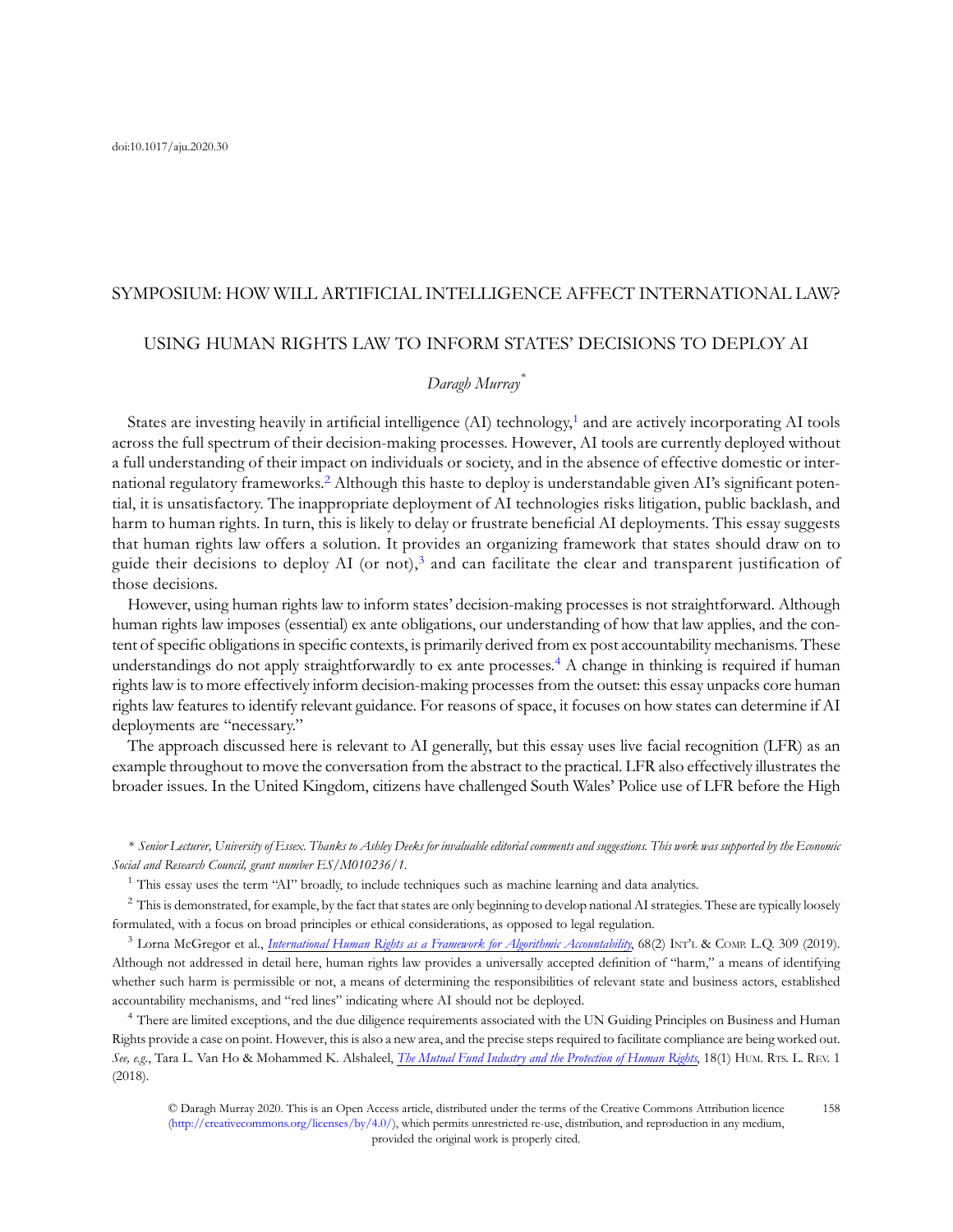doi:10.1017/aju.2020.30

SYMPOSIUM: HOW WILL ARTIFICIAL INTELLIGENCE AFFECT INTERNATIONAL LAW?

# USING HUMAN RIGHTS LAW TO INFORM STATES' DECISIONS TO DEPLOY AI

*Daragh Murray*[*]

States are investing heavily in artificial intelligence (AI) technology,[1] and are actively incorporating AI tools across the full spectrum of their decision-making processes. However, AI tools are currently deployed without a full understanding of their impact on individuals or society, and in the absence of effective domestic or international regulatory frameworks.[2] Although this haste to deploy is understandable given AI's significant potential, it is unsatisfactory. The inappropriate deployment of AI technologies risks litigation, public backlash, and harm to human rights. In turn, this is likely to delay or frustrate beneficial AI deployments. This essay suggests that human rights law offers a solution. It provides an organizing framework that states should draw on to guide their decisions to deploy AI (or not),[3] and can facilitate the clear and transparent justification of those decisions.

However, using human rights law to inform states' decision-making processes is not straightforward. Although human rights law imposes (essential) ex ante obligations, our understanding of how that law applies, and the content of specific obligations in specific contexts, is primarily derived from ex post accountability mechanisms. These understandings do not apply straightforwardly to ex ante processes.[4] A change in thinking is required if human rights law is to more effectively inform decision-making processes from the outset: this essay unpacks core human rights law features to identify relevant guidance. For reasons of space, it focuses on how states can determine if AI deployments are "necessary."

The approach discussed here is relevant to AI generally, but this essay uses live facial recognition (LFR) as an example throughout to move the conversation from the abstract to the practical. LFR also effectively illustrates the broader issues. In the United Kingdom, citizens have challenged South Wales' Police use of LFR before the High

---

\* *Senior Lecturer, University of Essex. Thanks to Ashley Deeks for invaluable editorial comments and suggestions. This work was supported by the Economic Social and Research Council, grant number ES/M010236/1.*

[1] This essay uses the term "AI" broadly, to include techniques such as machine learning and data analytics.

[2] This is demonstrated, for example, by the fact that states are only beginning to develop national AI strategies. These are typically loosely formulated, with a focus on broad principles or ethical considerations, as opposed to legal regulation.

[3] Lorna McGregor et al., *International Human Rights as a Framework for Algorithmic Accountability*, 68(2) INT'L & COMP. L.Q. 309 (2019). Although not addressed in detail here, human rights law provides a universally accepted definition of "harm," a means of identifying whether such harm is permissible or not, a means of determining the responsibilities of relevant state and business actors, established accountability mechanisms, and "red lines" indicating where AI should not be deployed.

[4] There are limited exceptions, and the due diligence requirements associated with the UN Guiding Principles on Business and Human Rights provide a case on point. However, this is also a new area, and the precise steps required to facilitate compliance are being worked out. *See, e.g.*, Tara L. Van Ho & Mohammed K. Alshaleel, *The Mutual Fund Industry and the Protection of Human Rights*, 18(1) HUM. RTS. L. REV. 1 (2018).

© Daragh Murray 2020. This is an Open Access article, distributed under the terms of the Creative Commons Attribution licence (http://creativecommons.org/licenses/by/4.0/), which permits unrestricted re-use, distribution, and reproduction in any medium, provided the original work is properly cited.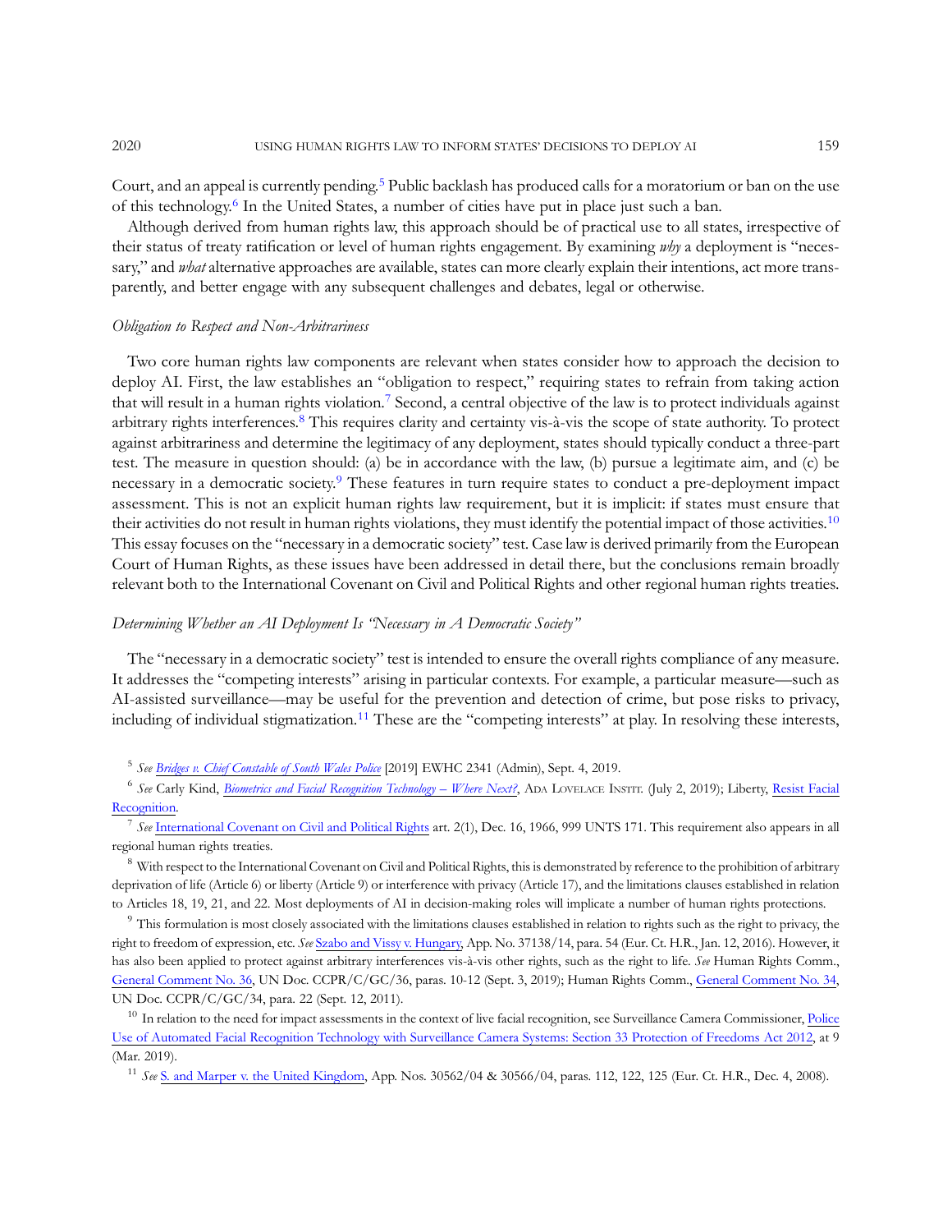Court, and an appeal is currently pending.[5] Public backlash has produced calls for a moratorium or ban on the use of this technology.[6] In the United States, a number of cities have put in place just such a ban.

Although derived from human rights law, this approach should be of practical use to all states, irrespective of their status of treaty ratification or level of human rights engagement. By examining *why* a deployment is "necessary," and *what* alternative approaches are available, states can more clearly explain their intentions, act more transparently, and better engage with any subsequent challenges and debates, legal or otherwise.

### *Obligation to Respect and Non-Arbitrariness*

Two core human rights law components are relevant when states consider how to approach the decision to deploy AI. First, the law establishes an "obligation to respect," requiring states to refrain from taking action that will result in a human rights violation.[7] Second, a central objective of the law is to protect individuals against arbitrary rights interferences.[8] This requires clarity and certainty vis-à-vis the scope of state authority. To protect against arbitrariness and determine the legitimacy of any deployment, states should typically conduct a three-part test. The measure in question should: (a) be in accordance with the law, (b) pursue a legitimate aim, and (c) be necessary in a democratic society.[9] These features in turn require states to conduct a pre-deployment impact assessment. This is not an explicit human rights law requirement, but it is implicit: if states must ensure that their activities do not result in human rights violations, they must identify the potential impact of those activities.[10] This essay focuses on the "necessary in a democratic society" test. Case law is derived primarily from the European Court of Human Rights, as these issues have been addressed in detail there, but the conclusions remain broadly relevant both to the International Covenant on Civil and Political Rights and other regional human rights treaties.

### *Determining Whether an AI Deployment Is "Necessary in A Democratic Society"*

The "necessary in a democratic society" test is intended to ensure the overall rights compliance of any measure. It addresses the "competing interests" arising in particular contexts. For example, a particular measure—such as AI-assisted surveillance—may be useful for the prevention and detection of crime, but pose risks to privacy, including of individual stigmatization.[11] These are the "competing interests" at play. In resolving these interests,

---

[5] *See* *Bridges v. Chief Constable of South Wales Police* [2019] EWHC 2341 (Admin), Sept. 4, 2019.

[6] *See* Carly Kind, *Biometrics and Facial Recognition Technology – Where Next?*, Ada Lovelace Instit. (July 2, 2019); Liberty, Resist Facial Recognition.

[7] *See* International Covenant on Civil and Political Rights art. 2(1), Dec. 16, 1966, 999 UNTS 171. This requirement also appears in all regional human rights treaties.

[8] With respect to the International Covenant on Civil and Political Rights, this is demonstrated by reference to the prohibition of arbitrary deprivation of life (Article 6) or liberty (Article 9) or interference with privacy (Article 17), and the limitations clauses established in relation to Articles 18, 19, 21, and 22. Most deployments of AI in decision-making roles will implicate a number of human rights protections.

[9] This formulation is most closely associated with the limitations clauses established in relation to rights such as the right to privacy, the right to freedom of expression, etc. *See* Szabo and Vissy v. Hungary, App. No. 37138/14, para. 54 (Eur. Ct. H.R., Jan. 12, 2016). However, it has also been applied to protect against arbitrary interferences vis-à-vis other rights, such as the right to life. *See* Human Rights Comm., General Comment No. 36, UN Doc. CCPR/C/GC/36, paras. 10-12 (Sept. 3, 2019); Human Rights Comm., General Comment No. 34, UN Doc. CCPR/C/GC/34, para. 22 (Sept. 12, 2011).

[10] In relation to the need for impact assessments in the context of live facial recognition, see Surveillance Camera Commissioner, Police Use of Automated Facial Recognition Technology with Surveillance Camera Systems: Section 33 Protection of Freedoms Act 2012, at 9 (Mar. 2019).

[11] *See* S. and Marper v. the United Kingdom, App. Nos. 30562/04 & 30566/04, paras. 112, 122, 125 (Eur. Ct. H.R., Dec. 4, 2008).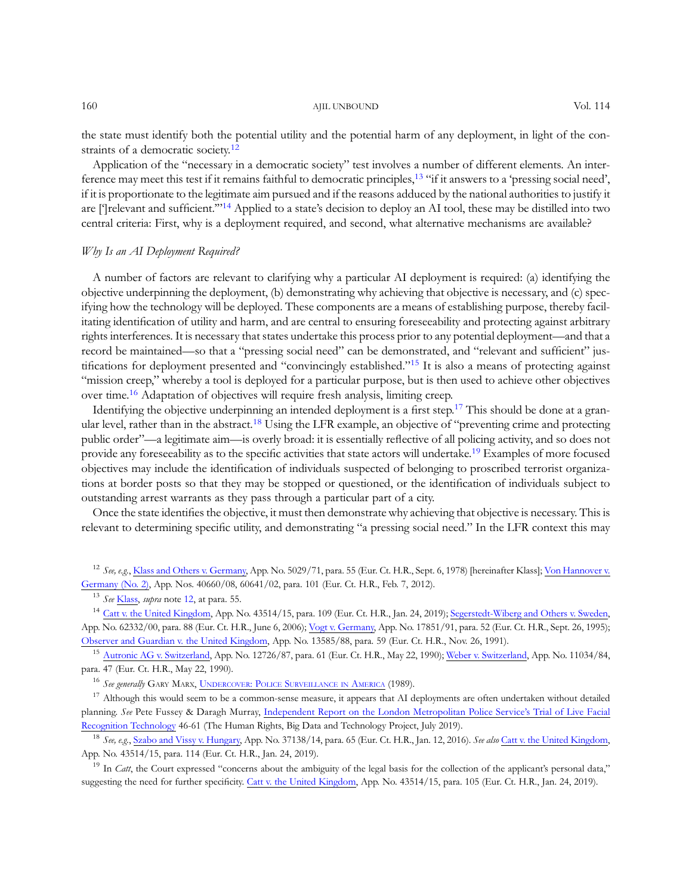the state must identify both the potential utility and the potential harm of any deployment, in light of the constraints of a democratic society.[12]

Application of the "necessary in a democratic society" test involves a number of different elements. An interference may meet this test if it remains faithful to democratic principles,[13] "if it answers to a 'pressing social need', if it is proportionate to the legitimate aim pursued and if the reasons adduced by the national authorities to justify it are [']relevant and sufficient.'"[14] Applied to a state's decision to deploy an AI tool, these may be distilled into two central criteria: First, why is a deployment required, and second, what alternative mechanisms are available?

*Why Is an AI Deployment Required?*

A number of factors are relevant to clarifying why a particular AI deployment is required: (a) identifying the objective underpinning the deployment, (b) demonstrating why achieving that objective is necessary, and (c) specifying how the technology will be deployed. These components are a means of establishing purpose, thereby facilitating identification of utility and harm, and are central to ensuring foreseeability and protecting against arbitrary rights interferences. It is necessary that states undertake this process prior to any potential deployment—and that a record be maintained—so that a "pressing social need" can be demonstrated, and "relevant and sufficient" justifications for deployment presented and "convincingly established."[15] It is also a means of protecting against "mission creep," whereby a tool is deployed for a particular purpose, but is then used to achieve other objectives over time.[16] Adaptation of objectives will require fresh analysis, limiting creep.

Identifying the objective underpinning an intended deployment is a first step.[17] This should be done at a granular level, rather than in the abstract.[18] Using the LFR example, an objective of "preventing crime and protecting public order"—a legitimate aim—is overly broad: it is essentially reflective of all policing activity, and so does not provide any foreseeability as to the specific activities that state actors will undertake.[19] Examples of more focused objectives may include the identification of individuals suspected of belonging to proscribed terrorist organizations at border posts so that they may be stopped or questioned, or the identification of individuals subject to outstanding arrest warrants as they pass through a particular part of a city.

Once the state identifies the objective, it must then demonstrate why achieving that objective is necessary. This is relevant to determining specific utility, and demonstrating "a pressing social need." In the LFR context this may

[12] *See, e.g.*, Klass and Others v. Germany, App. No. 5029/71, para. 55 (Eur. Ct. H.R., Sept. 6, 1978) [hereinafter Klass]; Von Hannover v. Germany (No. 2), App. Nos. 40660/08, 60641/02, para. 101 (Eur. Ct. H.R., Feb. 7, 2012).

[13] *See* Klass, *supra* note 12, at para. 55.

[14] Catt v. the United Kingdom, App. No. 43514/15, para. 109 (Eur. Ct. H.R., Jan. 24, 2019); Segerstedt-Wiberg and Others v. Sweden, App. No. 62332/00, para. 88 (Eur. Ct. H.R., June 6, 2006); Vogt v. Germany, App. No. 17851/91, para. 52 (Eur. Ct. H.R., Sept. 26, 1995); Observer and Guardian v. the United Kingdom, App. No. 13585/88, para. 59 (Eur. Ct. H.R., Nov. 26, 1991).

[15] Autronic AG v. Switzerland, App. No. 12726/87, para. 61 (Eur. Ct. H.R., May 22, 1990); Weber v. Switzerland, App. No. 11034/84, para. 47 (Eur. Ct. H.R., May 22, 1990).

[16] *See generally* Gary Marx, Undercover: Police Surveillance in America (1989).

[17] Although this would seem to be a common-sense measure, it appears that AI deployments are often undertaken without detailed planning. *See* Pete Fussey & Daragh Murray, Independent Report on the London Metropolitan Police Service's Trial of Live Facial Recognition Technology 46-61 (The Human Rights, Big Data and Technology Project, July 2019).

[18] *See, e.g.*, Szabo and Vissy v. Hungary, App. No. 37138/14, para. 65 (Eur. Ct. H.R., Jan. 12, 2016). *See also* Catt v. the United Kingdom, App. No. 43514/15, para. 114 (Eur. Ct. H.R., Jan. 24, 2019).

[19] In *Catt*, the Court expressed "concerns about the ambiguity of the legal basis for the collection of the applicant's personal data," suggesting the need for further specificity. Catt v. the United Kingdom, App. No. 43514/15, para. 105 (Eur. Ct. H.R., Jan. 24, 2019).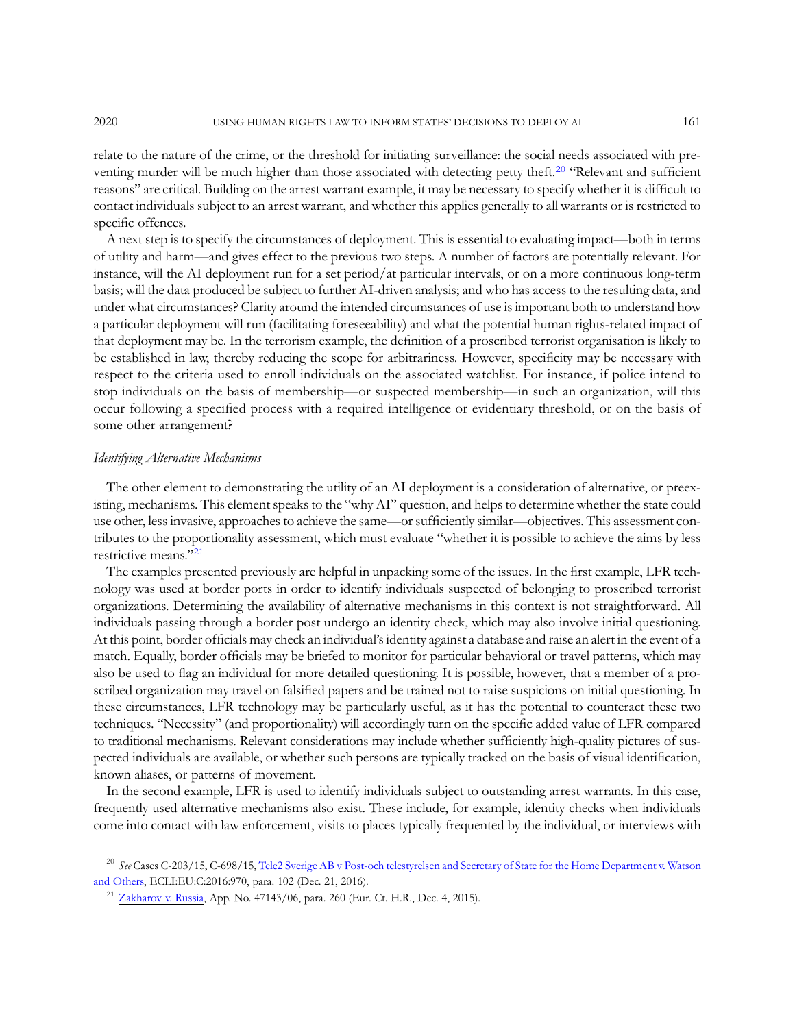relate to the nature of the crime, or the threshold for initiating surveillance: the social needs associated with preventing murder will be much higher than those associated with detecting petty theft.[20] "Relevant and sufficient reasons" are critical. Building on the arrest warrant example, it may be necessary to specify whether it is difficult to contact individuals subject to an arrest warrant, and whether this applies generally to all warrants or is restricted to specific offences.

A next step is to specify the circumstances of deployment. This is essential to evaluating impact—both in terms of utility and harm—and gives effect to the previous two steps. A number of factors are potentially relevant. For instance, will the AI deployment run for a set period/at particular intervals, or on a more continuous long-term basis; will the data produced be subject to further AI-driven analysis; and who has access to the resulting data, and under what circumstances? Clarity around the intended circumstances of use is important both to understand how a particular deployment will run (facilitating foreseeability) and what the potential human rights-related impact of that deployment may be. In the terrorism example, the definition of a proscribed terrorist organisation is likely to be established in law, thereby reducing the scope for arbitrariness. However, specificity may be necessary with respect to the criteria used to enroll individuals on the associated watchlist. For instance, if police intend to stop individuals on the basis of membership—or suspected membership—in such an organization, will this occur following a specified process with a required intelligence or evidentiary threshold, or on the basis of some other arrangement?

*Identifying Alternative Mechanisms*

The other element to demonstrating the utility of an AI deployment is a consideration of alternative, or preexisting, mechanisms. This element speaks to the "why AI" question, and helps to determine whether the state could use other, less invasive, approaches to achieve the same—or sufficiently similar—objectives. This assessment contributes to the proportionality assessment, which must evaluate "whether it is possible to achieve the aims by less restrictive means."[21]

The examples presented previously are helpful in unpacking some of the issues. In the first example, LFR technology was used at border ports in order to identify individuals suspected of belonging to proscribed terrorist organizations. Determining the availability of alternative mechanisms in this context is not straightforward. All individuals passing through a border post undergo an identity check, which may also involve initial questioning. At this point, border officials may check an individual's identity against a database and raise an alert in the event of a match. Equally, border officials may be briefed to monitor for particular behavioral or travel patterns, which may also be used to flag an individual for more detailed questioning. It is possible, however, that a member of a proscribed organization may travel on falsified papers and be trained not to raise suspicions on initial questioning. In these circumstances, LFR technology may be particularly useful, as it has the potential to counteract these two techniques. "Necessity" (and proportionality) will accordingly turn on the specific added value of LFR compared to traditional mechanisms. Relevant considerations may include whether sufficiently high-quality pictures of suspected individuals are available, or whether such persons are typically tracked on the basis of visual identification, known aliases, or patterns of movement.

In the second example, LFR is used to identify individuals subject to outstanding arrest warrants. In this case, frequently used alternative mechanisms also exist. These include, for example, identity checks when individuals come into contact with law enforcement, visits to places typically frequented by the individual, or interviews with

[20] *See* Cases C-203/15, C-698/15, Tele2 Sverige AB v Post-och telestyrelsen and Secretary of State for the Home Department v. Watson and Others, ECLI:EU:C:2016:970, para. 102 (Dec. 21, 2016).

[21] Zakharov v. Russia, App. No. 47143/06, para. 260 (Eur. Ct. H.R., Dec. 4, 2015).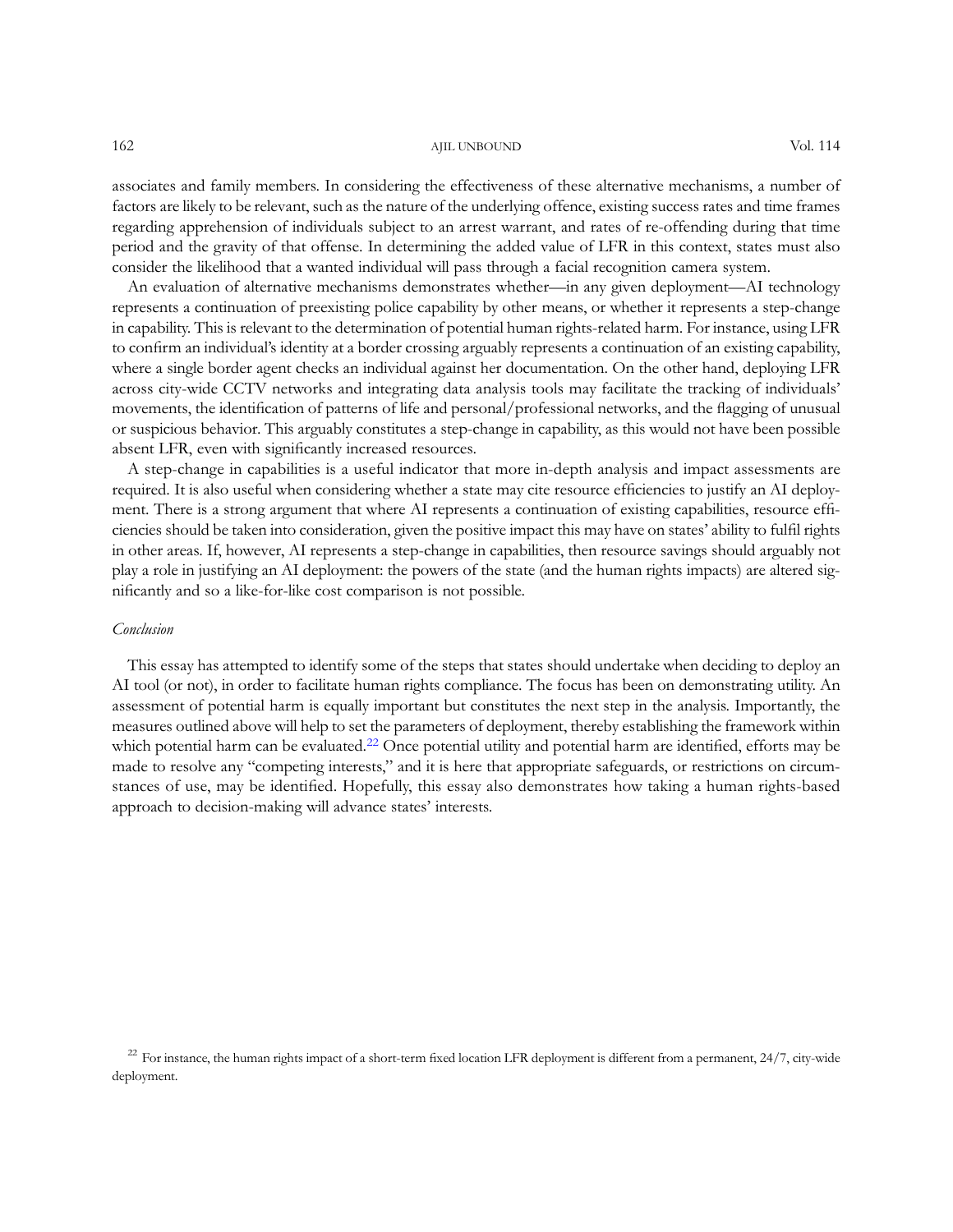associates and family members. In considering the effectiveness of these alternative mechanisms, a number of factors are likely to be relevant, such as the nature of the underlying offence, existing success rates and time frames regarding apprehension of individuals subject to an arrest warrant, and rates of re-offending during that time period and the gravity of that offense. In determining the added value of LFR in this context, states must also consider the likelihood that a wanted individual will pass through a facial recognition camera system.

An evaluation of alternative mechanisms demonstrates whether—in any given deployment—AI technology represents a continuation of preexisting police capability by other means, or whether it represents a step-change in capability. This is relevant to the determination of potential human rights-related harm. For instance, using LFR to confirm an individual's identity at a border crossing arguably represents a continuation of an existing capability, where a single border agent checks an individual against her documentation. On the other hand, deploying LFR across city-wide CCTV networks and integrating data analysis tools may facilitate the tracking of individuals' movements, the identification of patterns of life and personal/professional networks, and the flagging of unusual or suspicious behavior. This arguably constitutes a step-change in capability, as this would not have been possible absent LFR, even with significantly increased resources.

A step-change in capabilities is a useful indicator that more in-depth analysis and impact assessments are required. It is also useful when considering whether a state may cite resource efficiencies to justify an AI deployment. There is a strong argument that where AI represents a continuation of existing capabilities, resource efficiencies should be taken into consideration, given the positive impact this may have on states' ability to fulfil rights in other areas. If, however, AI represents a step-change in capabilities, then resource savings should arguably not play a role in justifying an AI deployment: the powers of the state (and the human rights impacts) are altered significantly and so a like-for-like cost comparison is not possible.

*Conclusion*

This essay has attempted to identify some of the steps that states should undertake when deciding to deploy an AI tool (or not), in order to facilitate human rights compliance. The focus has been on demonstrating utility. An assessment of potential harm is equally important but constitutes the next step in the analysis. Importantly, the measures outlined above will help to set the parameters of deployment, thereby establishing the framework within which potential harm can be evaluated.[22] Once potential utility and potential harm are identified, efforts may be made to resolve any "competing interests," and it is here that appropriate safeguards, or restrictions on circumstances of use, may be identified. Hopefully, this essay also demonstrates how taking a human rights-based approach to decision-making will advance states' interests.

[22] For instance, the human rights impact of a short-term fixed location LFR deployment is different from a permanent, 24/7, city-wide deployment.